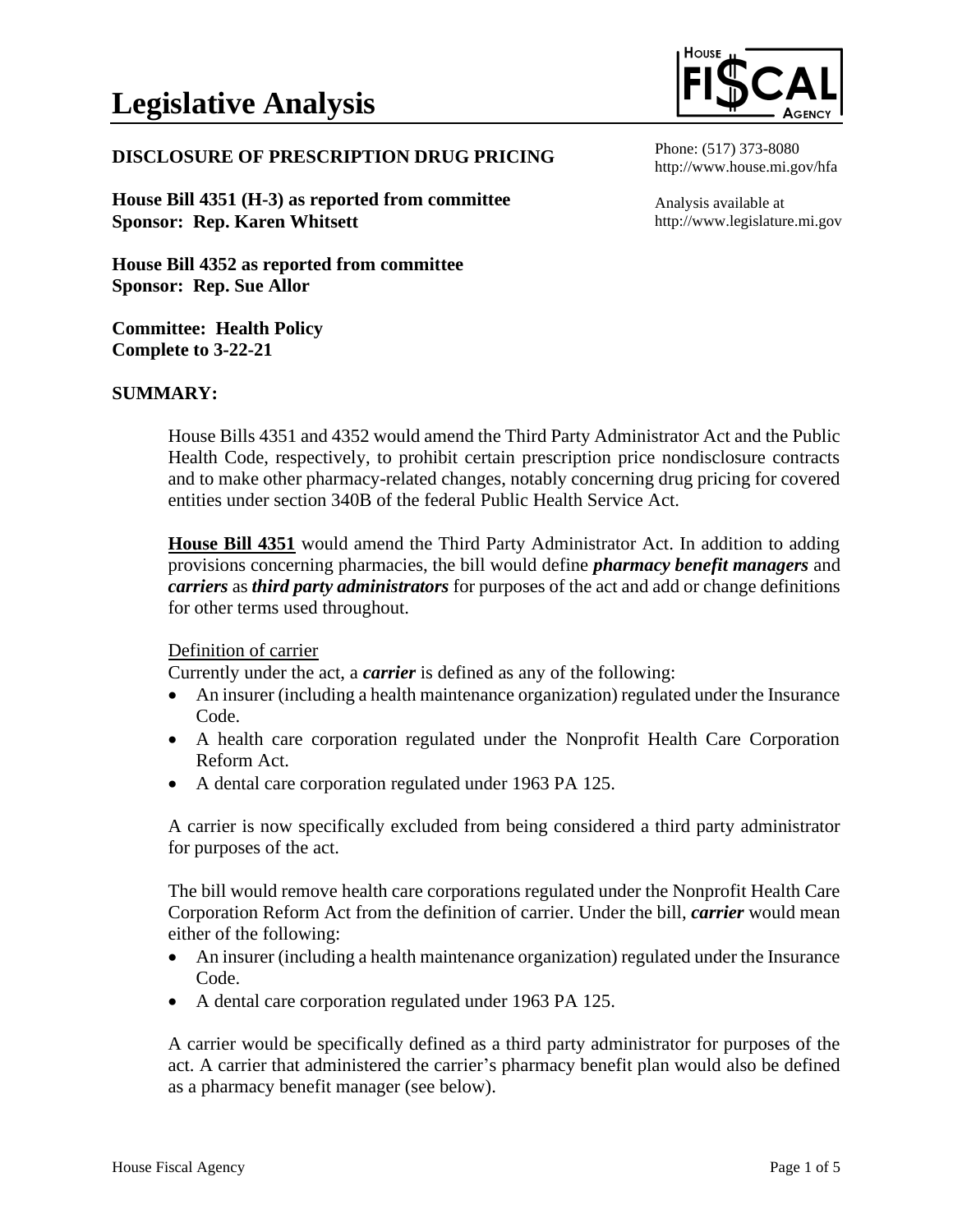# Legislative Analysis

**DISCLOSURE OF PRESCRIPTION DRUG PRICING**

Phone: (517) 373-8080
http://www.house.mi.gov/hfa

Analysis available at
http://www.legislature.mi.gov

**House Bill 4351 (H-3) as reported from committee**
**Sponsor: Rep. Karen Whitsett**

**House Bill 4352 as reported from committee**
**Sponsor: Rep. Sue Allor**

**Committee: Health Policy**
**Complete to 3-22-21**

## SUMMARY:

House Bills 4351 and 4352 would amend the Third Party Administrator Act and the Public Health Code, respectively, to prohibit certain prescription price nondisclosure contracts and to make other pharmacy-related changes, notably concerning drug pricing for covered entities under section 340B of the federal Public Health Service Act.

**House Bill 4351** would amend the Third Party Administrator Act. In addition to adding provisions concerning pharmacies, the bill would define ***pharmacy benefit managers*** and ***carriers*** as ***third party administrators*** for purposes of the act and add or change definitions for other terms used throughout.

Definition of carrier

Currently under the act, a ***carrier*** is defined as any of the following:

- An insurer (including a health maintenance organization) regulated under the Insurance Code.
- A health care corporation regulated under the Nonprofit Health Care Corporation Reform Act.
- A dental care corporation regulated under 1963 PA 125.

A carrier is now specifically excluded from being considered a third party administrator for purposes of the act.

The bill would remove health care corporations regulated under the Nonprofit Health Care Corporation Reform Act from the definition of carrier. Under the bill, ***carrier*** would mean either of the following:

- An insurer (including a health maintenance organization) regulated under the Insurance Code.
- A dental care corporation regulated under 1963 PA 125.

A carrier would be specifically defined as a third party administrator for purposes of the act. A carrier that administered the carrier's pharmacy benefit plan would also be defined as a pharmacy benefit manager (see below).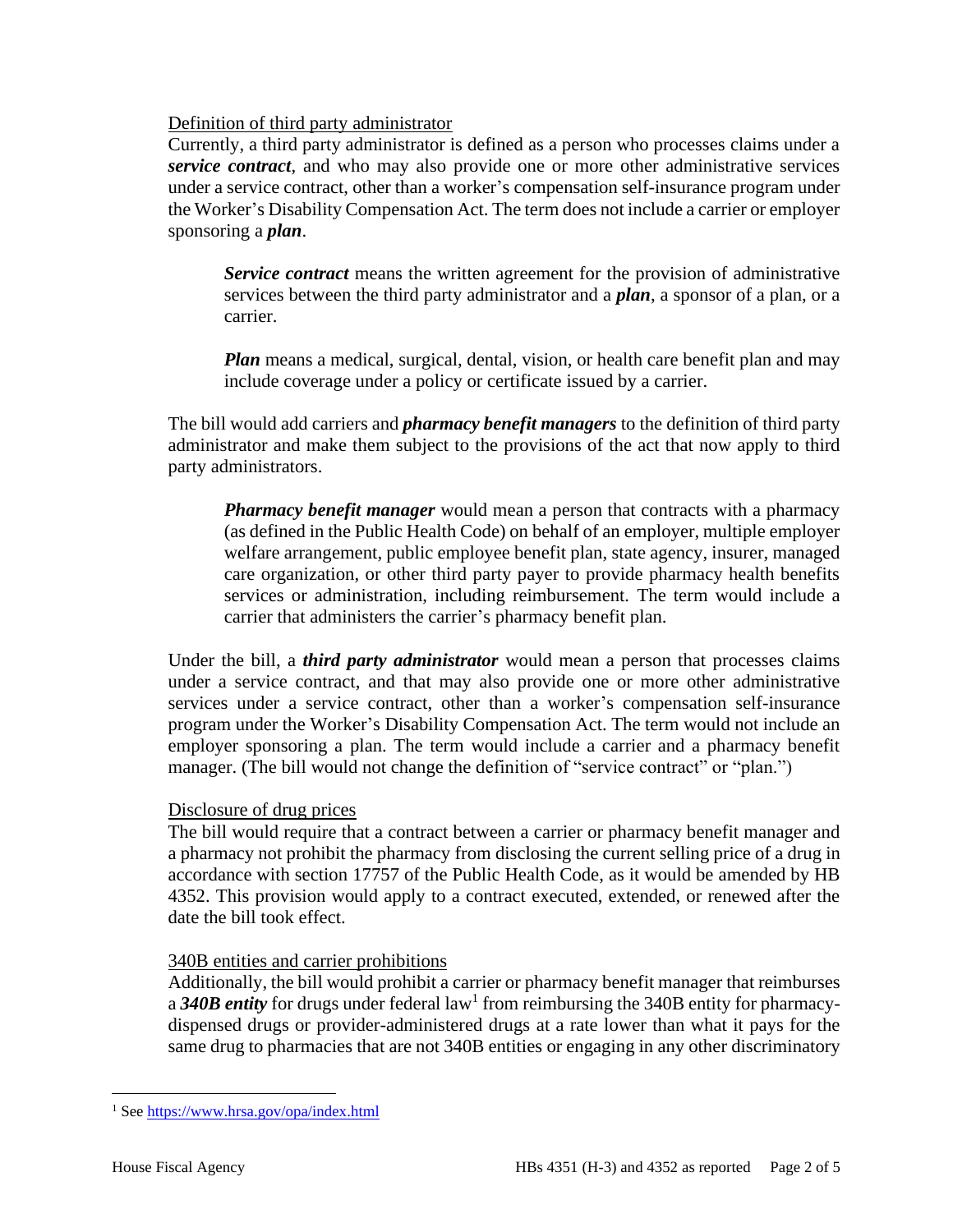Definition of third party administrator

Currently, a third party administrator is defined as a person who processes claims under a ***service contract***, and who may also provide one or more other administrative services under a service contract, other than a worker's compensation self-insurance program under the Worker's Disability Compensation Act. The term does not include a carrier or employer sponsoring a ***plan***.

> ***Service contract*** means the written agreement for the provision of administrative services between the third party administrator and a ***plan***, a sponsor of a plan, or a carrier.
>
> ***Plan*** means a medical, surgical, dental, vision, or health care benefit plan and may include coverage under a policy or certificate issued by a carrier.

The bill would add carriers and ***pharmacy benefit managers*** to the definition of third party administrator and make them subject to the provisions of the act that now apply to third party administrators.

> ***Pharmacy benefit manager*** would mean a person that contracts with a pharmacy (as defined in the Public Health Code) on behalf of an employer, multiple employer welfare arrangement, public employee benefit plan, state agency, insurer, managed care organization, or other third party payer to provide pharmacy health benefits services or administration, including reimbursement. The term would include a carrier that administers the carrier's pharmacy benefit plan.

Under the bill, a ***third party administrator*** would mean a person that processes claims under a service contract, and that may also provide one or more other administrative services under a service contract, other than a worker's compensation self-insurance program under the Worker's Disability Compensation Act. The term would not include an employer sponsoring a plan. The term would include a carrier and a pharmacy benefit manager. (The bill would not change the definition of "service contract" or "plan.")

Disclosure of drug prices

The bill would require that a contract between a carrier or pharmacy benefit manager and a pharmacy not prohibit the pharmacy from disclosing the current selling price of a drug in accordance with section 17757 of the Public Health Code, as it would be amended by HB 4352. This provision would apply to a contract executed, extended, or renewed after the date the bill took effect.

340B entities and carrier prohibitions

Additionally, the bill would prohibit a carrier or pharmacy benefit manager that reimburses a ***340B entity*** for drugs under federal law[1] from reimbursing the 340B entity for pharmacy-dispensed drugs or provider-administered drugs at a rate lower than what it pays for the same drug to pharmacies that are not 340B entities or engaging in any other discriminatory

[1] See https://www.hrsa.gov/opa/index.html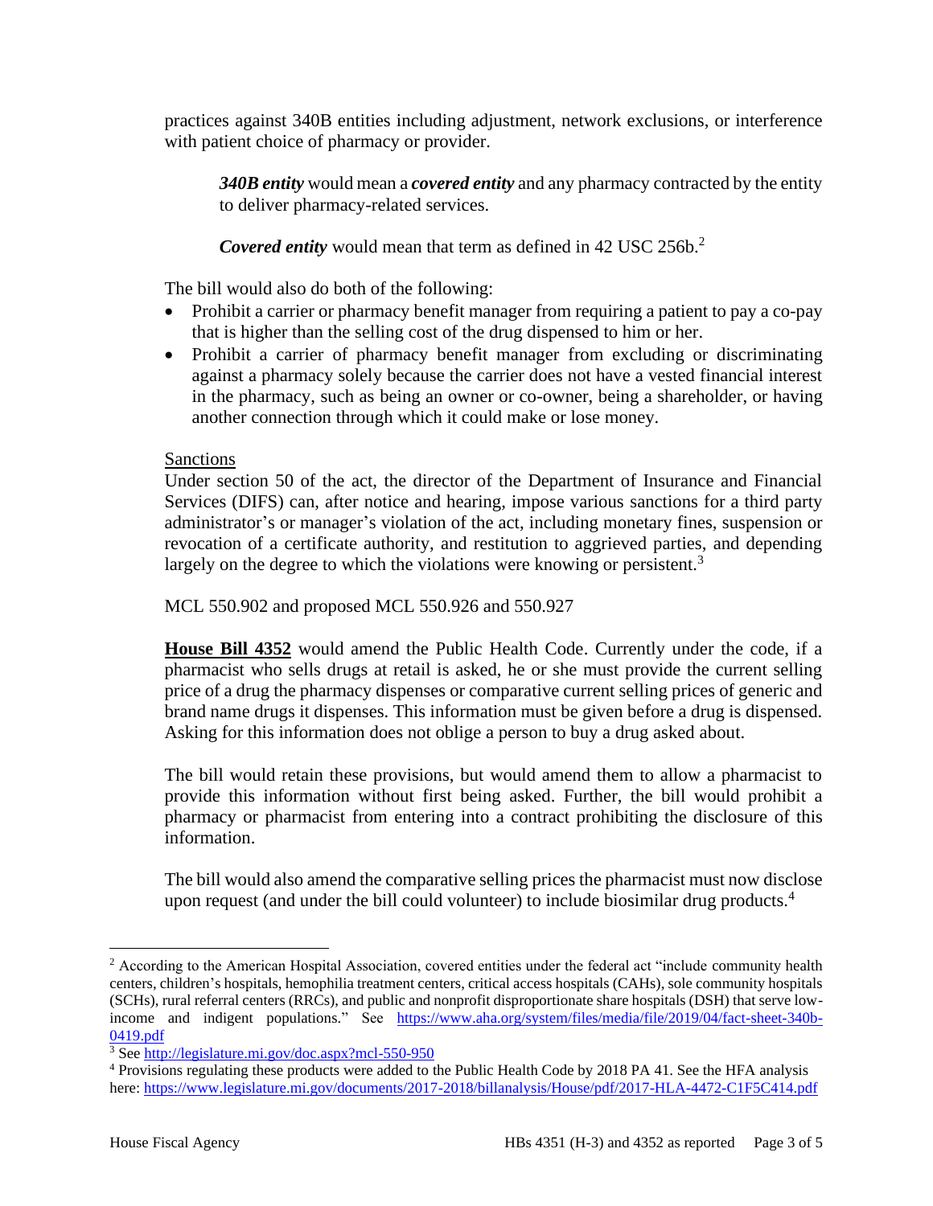practices against 340B entities including adjustment, network exclusions, or interference with patient choice of pharmacy or provider.

> ***340B entity*** would mean a ***covered entity*** and any pharmacy contracted by the entity to deliver pharmacy-related services.
>
> ***Covered entity*** would mean that term as defined in 42 USC 256b.[2]

The bill would also do both of the following:

- Prohibit a carrier or pharmacy benefit manager from requiring a patient to pay a co-pay that is higher than the selling cost of the drug dispensed to him or her.
- Prohibit a carrier of pharmacy benefit manager from excluding or discriminating against a pharmacy solely because the carrier does not have a vested financial interest in the pharmacy, such as being an owner or co-owner, being a shareholder, or having another connection through which it could make or lose money.

Sanctions

Under section 50 of the act, the director of the Department of Insurance and Financial Services (DIFS) can, after notice and hearing, impose various sanctions for a third party administrator's or manager's violation of the act, including monetary fines, suspension or revocation of a certificate authority, and restitution to aggrieved parties, and depending largely on the degree to which the violations were knowing or persistent.[3]

MCL 550.902 and proposed MCL 550.926 and 550.927

**House Bill 4352** would amend the Public Health Code. Currently under the code, if a pharmacist who sells drugs at retail is asked, he or she must provide the current selling price of a drug the pharmacy dispenses or comparative current selling prices of generic and brand name drugs it dispenses. This information must be given before a drug is dispensed. Asking for this information does not oblige a person to buy a drug asked about.

The bill would retain these provisions, but would amend them to allow a pharmacist to provide this information without first being asked. Further, the bill would prohibit a pharmacy or pharmacist from entering into a contract prohibiting the disclosure of this information.

The bill would also amend the comparative selling prices the pharmacist must now disclose upon request (and under the bill could volunteer) to include biosimilar drug products.[4]

---

[2] According to the American Hospital Association, covered entities under the federal act "include community health centers, children's hospitals, hemophilia treatment centers, critical access hospitals (CAHs), sole community hospitals (SCHs), rural referral centers (RRCs), and public and nonprofit disproportionate share hospitals (DSH) that serve low-income and indigent populations." See https://www.aha.org/system/files/media/file/2019/04/fact-sheet-340b-0419.pdf

[3] See http://legislature.mi.gov/doc.aspx?mcl-550-950

[4] Provisions regulating these products were added to the Public Health Code by 2018 PA 41. See the HFA analysis here: https://www.legislature.mi.gov/documents/2017-2018/billanalysis/House/pdf/2017-HLA-4472-C1F5C414.pdf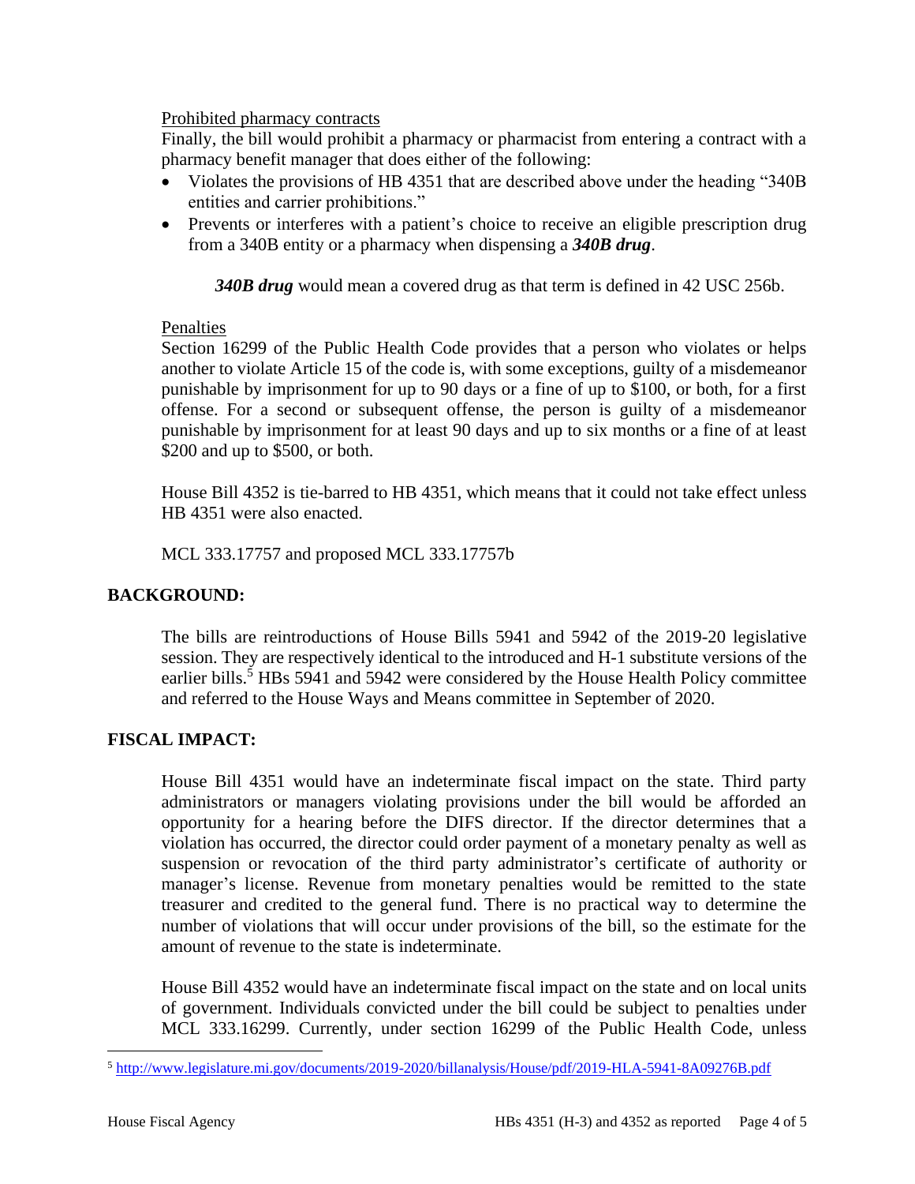Prohibited pharmacy contracts

Finally, the bill would prohibit a pharmacy or pharmacist from entering a contract with a pharmacy benefit manager that does either of the following:

- Violates the provisions of HB 4351 that are described above under the heading "340B entities and carrier prohibitions."
- Prevents or interferes with a patient's choice to receive an eligible prescription drug from a 340B entity or a pharmacy when dispensing a ***340B drug***.

***340B drug*** would mean a covered drug as that term is defined in 42 USC 256b.

Penalties

Section 16299 of the Public Health Code provides that a person who violates or helps another to violate Article 15 of the code is, with some exceptions, guilty of a misdemeanor punishable by imprisonment for up to 90 days or a fine of up to $100, or both, for a first offense. For a second or subsequent offense, the person is guilty of a misdemeanor punishable by imprisonment for at least 90 days and up to six months or a fine of at least $200 and up to $500, or both.

House Bill 4352 is tie-barred to HB 4351, which means that it could not take effect unless HB 4351 were also enacted.

MCL 333.17757 and proposed MCL 333.17757b

## BACKGROUND:

The bills are reintroductions of House Bills 5941 and 5942 of the 2019-20 legislative session. They are respectively identical to the introduced and H-1 substitute versions of the earlier bills.[5] HBs 5941 and 5942 were considered by the House Health Policy committee and referred to the House Ways and Means committee in September of 2020.

## FISCAL IMPACT:

House Bill 4351 would have an indeterminate fiscal impact on the state. Third party administrators or managers violating provisions under the bill would be afforded an opportunity for a hearing before the DIFS director. If the director determines that a violation has occurred, the director could order payment of a monetary penalty as well as suspension or revocation of the third party administrator's certificate of authority or manager's license. Revenue from monetary penalties would be remitted to the state treasurer and credited to the general fund. There is no practical way to determine the number of violations that will occur under provisions of the bill, so the estimate for the amount of revenue to the state is indeterminate.

House Bill 4352 would have an indeterminate fiscal impact on the state and on local units of government. Individuals convicted under the bill could be subject to penalties under MCL 333.16299. Currently, under section 16299 of the Public Health Code, unless

[5] http://www.legislature.mi.gov/documents/2019-2020/billanalysis/House/pdf/2019-HLA-5941-8A09276B.pdf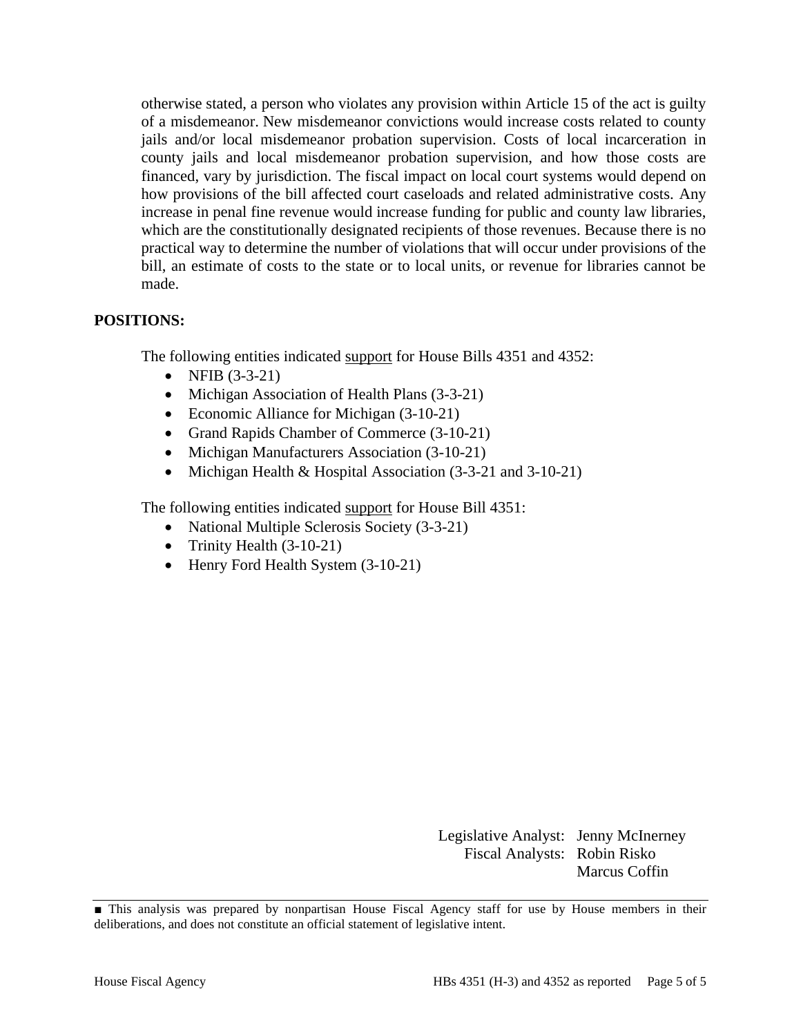otherwise stated, a person who violates any provision within Article 15 of the act is guilty of a misdemeanor. New misdemeanor convictions would increase costs related to county jails and/or local misdemeanor probation supervision. Costs of local incarceration in county jails and local misdemeanor probation supervision, and how those costs are financed, vary by jurisdiction. The fiscal impact on local court systems would depend on how provisions of the bill affected court caseloads and related administrative costs. Any increase in penal fine revenue would increase funding for public and county law libraries, which are the constitutionally designated recipients of those revenues. Because there is no practical way to determine the number of violations that will occur under provisions of the bill, an estimate of costs to the state or to local units, or revenue for libraries cannot be made.

## POSITIONS:

The following entities indicated support for House Bills 4351 and 4352:

- NFIB (3-3-21)
- Michigan Association of Health Plans (3-3-21)
- Economic Alliance for Michigan (3-10-21)
- Grand Rapids Chamber of Commerce (3-10-21)
- Michigan Manufacturers Association (3-10-21)
- Michigan Health & Hospital Association (3-3-21 and 3-10-21)

The following entities indicated support for House Bill 4351:

- National Multiple Sclerosis Society (3-3-21)
- Trinity Health (3-10-21)
- Henry Ford Health System (3-10-21)

Legislative Analyst: Jenny McInerney
Fiscal Analysts: Robin Risko
Marcus Coffin

■ This analysis was prepared by nonpartisan House Fiscal Agency staff for use by House members in their deliberations, and does not constitute an official statement of legislative intent.